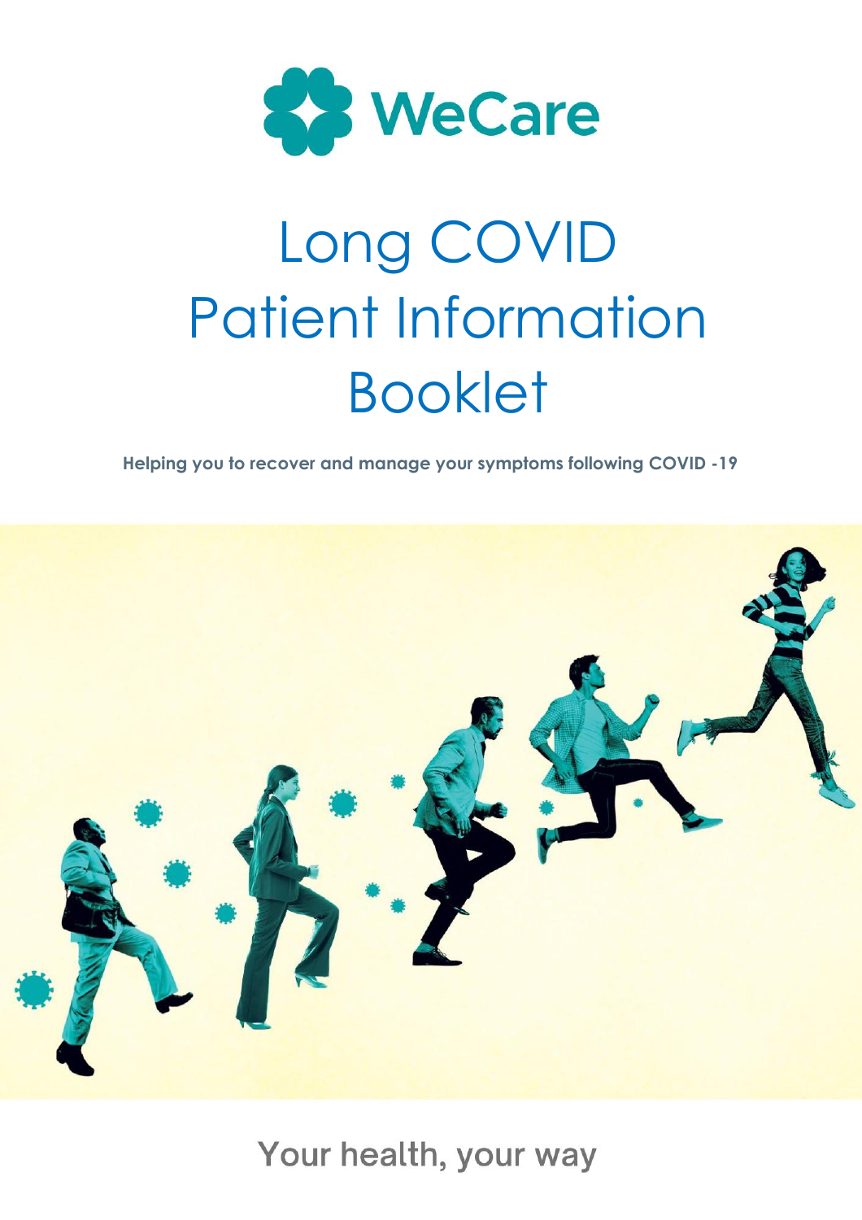WeCare

# Long COVID Patient Information Booklet

**Helping you to recover and manage your symptoms following COVID -19**

Your health, your way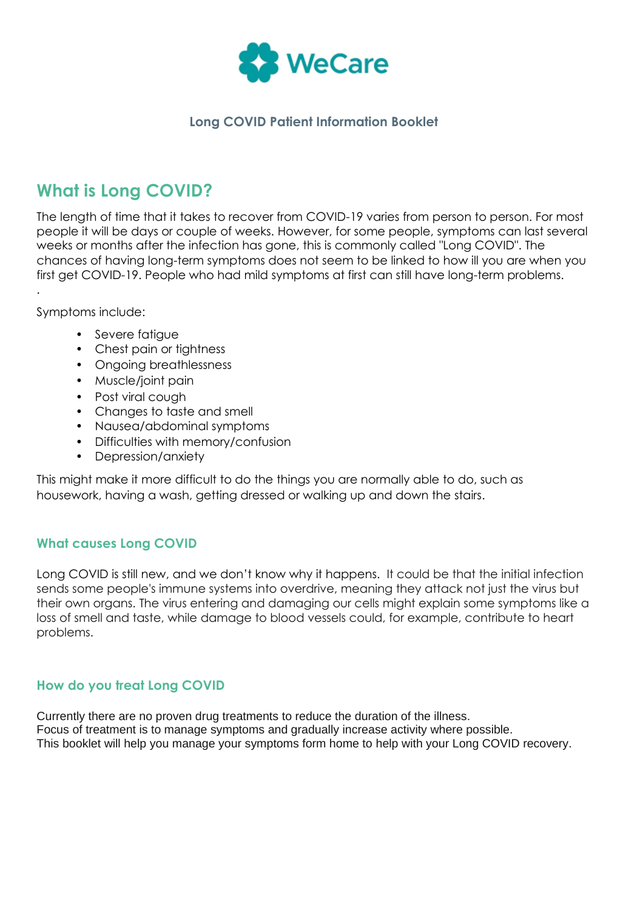WeCare

**Long COVID Patient Information Booklet**

## What is Long COVID?

The length of time that it takes to recover from COVID-19 varies from person to person. For most people it will be days or couple of weeks. However, for some people, symptoms can last several weeks or months after the infection has gone, this is commonly called "Long COVID". The chances of having long-term symptoms does not seem to be linked to how ill you are when you first get COVID-19. People who had mild symptoms at first can still have long-term problems.

.

Symptoms include:

- Severe fatigue
- Chest pain or tightness
- Ongoing breathlessness
- Muscle/joint pain
- Post viral cough
- Changes to taste and smell
- Nausea/abdominal symptoms
- Difficulties with memory/confusion
- Depression/anxiety

This might make it more difficult to do the things you are normally able to do, such as housework, having a wash, getting dressed or walking up and down the stairs.

### What causes Long COVID

Long COVID is still new, and we don't know why it happens. It could be that the initial infection sends some people's immune systems into overdrive, meaning they attack not just the virus but their own organs. The virus entering and damaging our cells might explain some symptoms like a loss of smell and taste, while damage to blood vessels could, for example, contribute to heart problems.

### How do you treat Long COVID

Currently there are no proven drug treatments to reduce the duration of the illness.
Focus of treatment is to manage symptoms and gradually increase activity where possible.
This booklet will help you manage your symptoms form home to help with your Long COVID recovery.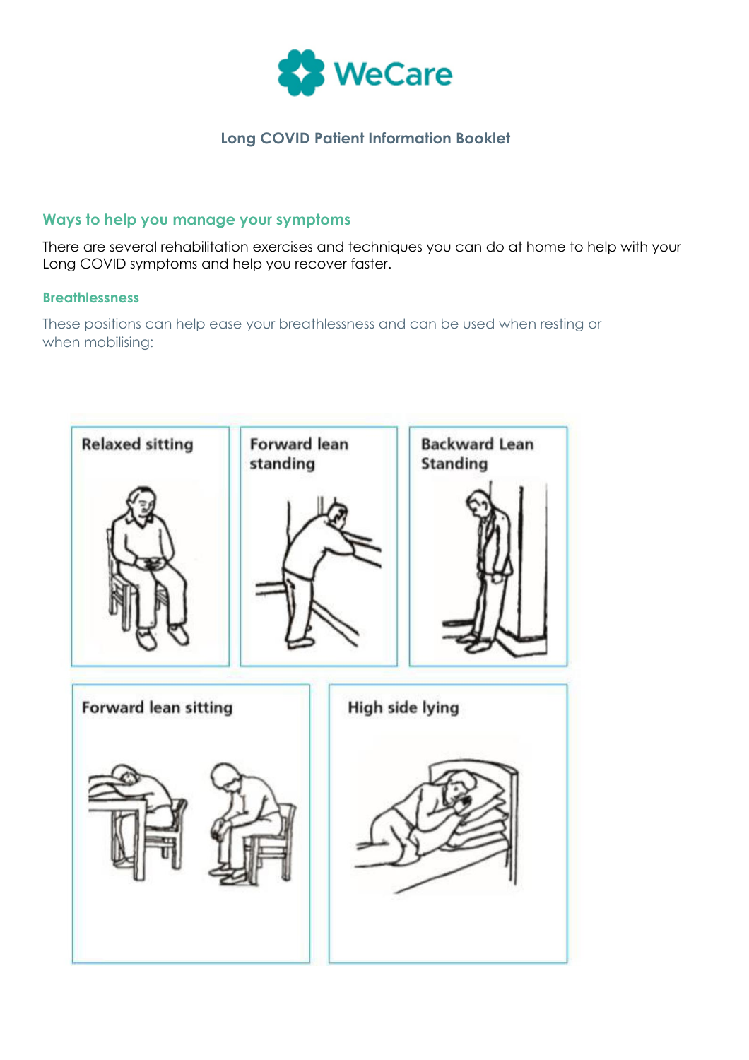WeCare

**Long COVID Patient Information Booklet**

## Ways to help you manage your symptoms

There are several rehabilitation exercises and techniques you can do at home to help with your Long COVID symptoms and help you recover faster.

### Breathlessness

These positions can help ease your breathlessness and can be used when resting or when mobilising:

Relaxed sitting

Forward lean standing

Backward Lean Standing

Forward lean sitting

High side lying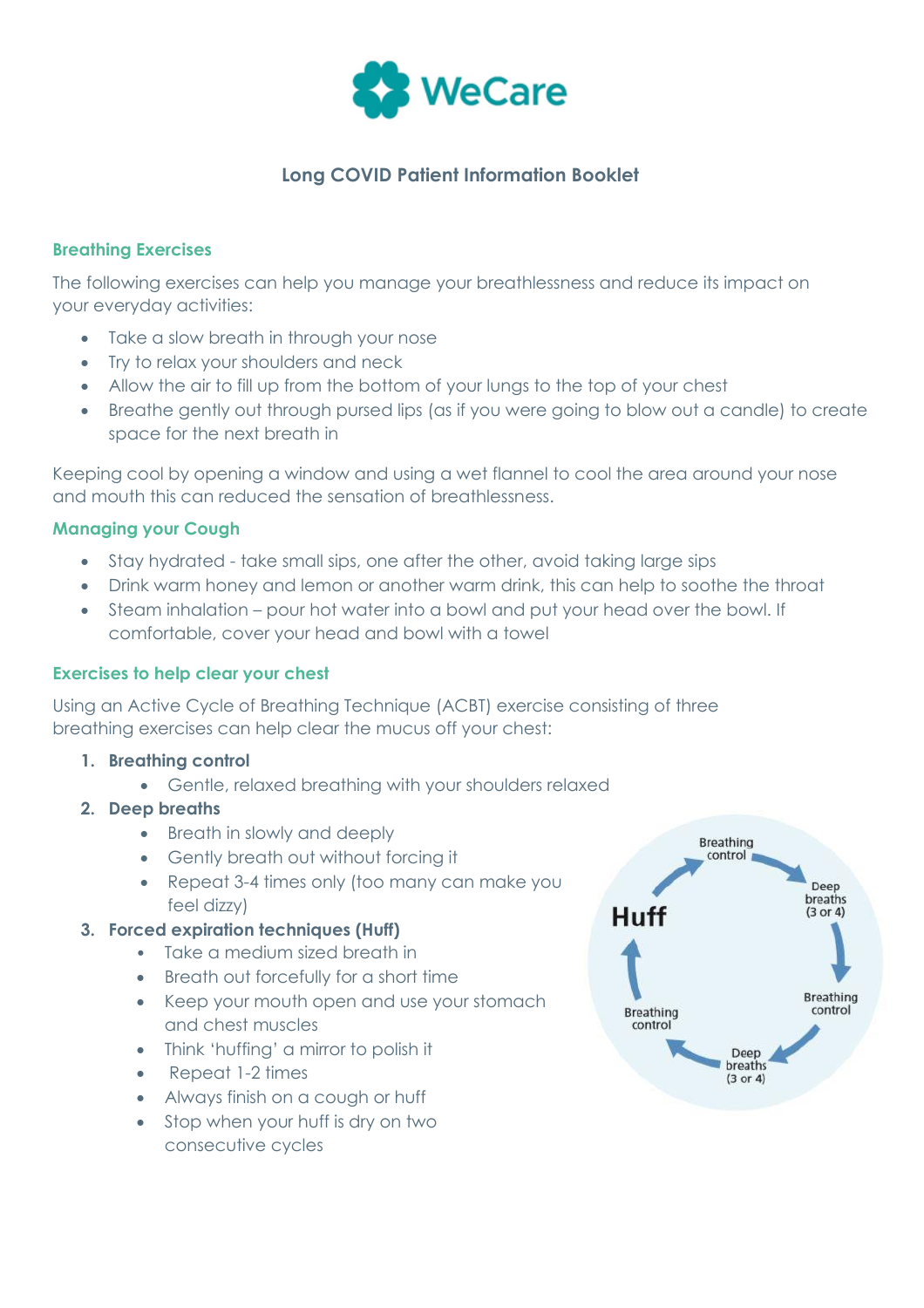WeCare

# Long COVID Patient Information Booklet

## Breathing Exercises

The following exercises can help you manage your breathlessness and reduce its impact on your everyday activities:

- Take a slow breath in through your nose
- Try to relax your shoulders and neck
- Allow the air to fill up from the bottom of your lungs to the top of your chest
- Breathe gently out through pursed lips (as if you were going to blow out a candle) to create space for the next breath in

Keeping cool by opening a window and using a wet flannel to cool the area around your nose and mouth this can reduced the sensation of breathlessness.

## Managing your Cough

- Stay hydrated - take small sips, one after the other, avoid taking large sips
- Drink warm honey and lemon or another warm drink, this can help to soothe the throat
- Steam inhalation – pour hot water into a bowl and put your head over the bowl. If comfortable, cover your head and bowl with a towel

## Exercises to help clear your chest

Using an Active Cycle of Breathing Technique (ACBT) exercise consisting of three breathing exercises can help clear the mucus off your chest:

1. **Breathing control**
   - Gentle, relaxed breathing with your shoulders relaxed
2. **Deep breaths**
   - Breath in slowly and deeply
   - Gently breath out without forcing it
   - Repeat 3-4 times only (too many can make you feel dizzy)
3. **Forced expiration techniques (Huff)**
   - Take a medium sized breath in
   - Breath out forcefully for a short time
   - Keep your mouth open and use your stomach and chest muscles
   - Think 'huffing' a mirror to polish it
   - Repeat 1-2 times
   - Always finish on a cough or huff
   - Stop when your huff is dry on two consecutive cycles

Breathing control → Deep breaths (3 or 4) → Breathing control → Deep breaths (3 or 4) → Breathing control → Huff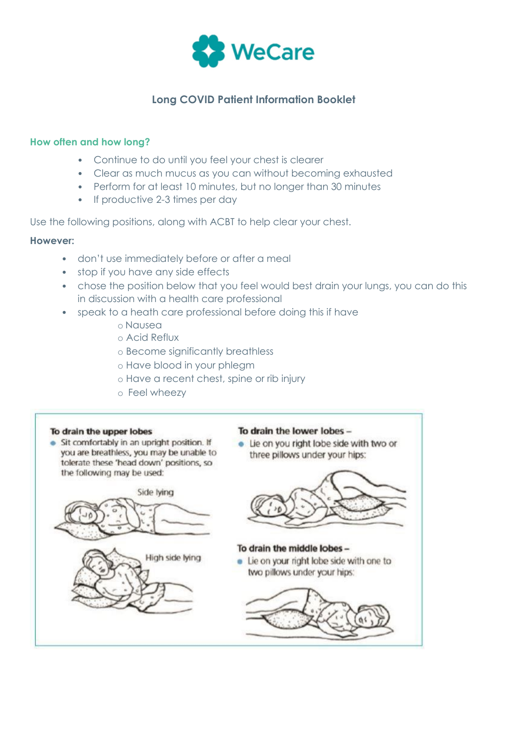**Long COVID Patient Information Booklet**

## How often and how long?

- Continue to do until you feel your chest is clearer
- Clear as much mucus as you can without becoming exhausted
- Perform for at least 10 minutes, but no longer than 30 minutes
- If productive 2-3 times per day

Use the following positions, along with ACBT to help clear your chest.

**However:**

- don't use immediately before or after a meal
- stop if you have any side effects
- chose the position below that you feel would best drain your lungs, you can do this in discussion with a health care professional
- speak to a heath care professional before doing this if have
  - Nausea
  - Acid Reflux
  - Become significantly breathless
  - Have blood in your phlegm
  - Have a recent chest, spine or rib injury
  - Feel wheezy

**To drain the upper lobes**

- Sit comfortably in an upright position. If you are breathless, you may be unable to tolerate these 'head down' positions, so the following may be used:

Side lying

High side lying

**To drain the lower lobes –**

- Lie on you right lobe side with two or three pillows under your hips:

**To drain the middle lobes –**

- Lie on your right lobe side with one to two pillows under your hips: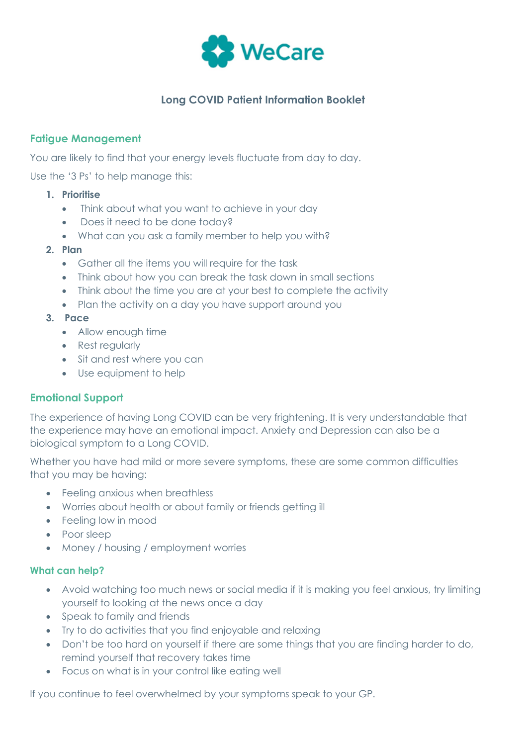WeCare

**Long COVID Patient Information Booklet**

## Fatigue Management

You are likely to find that your energy levels fluctuate from day to day.

Use the '3 Ps' to help manage this:

1. **Prioritise**
    - Think about what you want to achieve in your day
    - Does it need to be done today?
    - What can you ask a family member to help you with?
2. **Plan**
    - Gather all the items you will require for the task
    - Think about how you can break the task down in small sections
    - Think about the time you are at your best to complete the activity
    - Plan the activity on a day you have support around you
3. **Pace**
    - Allow enough time
    - Rest regularly
    - Sit and rest where you can
    - Use equipment to help

## Emotional Support

The experience of having Long COVID can be very frightening. It is very understandable that the experience may have an emotional impact. Anxiety and Depression can also be a biological symptom to a Long COVID.

Whether you have had mild or more severe symptoms, these are some common difficulties that you may be having:

- Feeling anxious when breathless
- Worries about health or about family or friends getting ill
- Feeling low in mood
- Poor sleep
- Money / housing / employment worries

### What can help?

- Avoid watching too much news or social media if it is making you feel anxious, try limiting yourself to looking at the news once a day
- Speak to family and friends
- Try to do activities that you find enjoyable and relaxing
- Don't be too hard on yourself if there are some things that you are finding harder to do, remind yourself that recovery takes time
- Focus on what is in your control like eating well

If you continue to feel overwhelmed by your symptoms speak to your GP.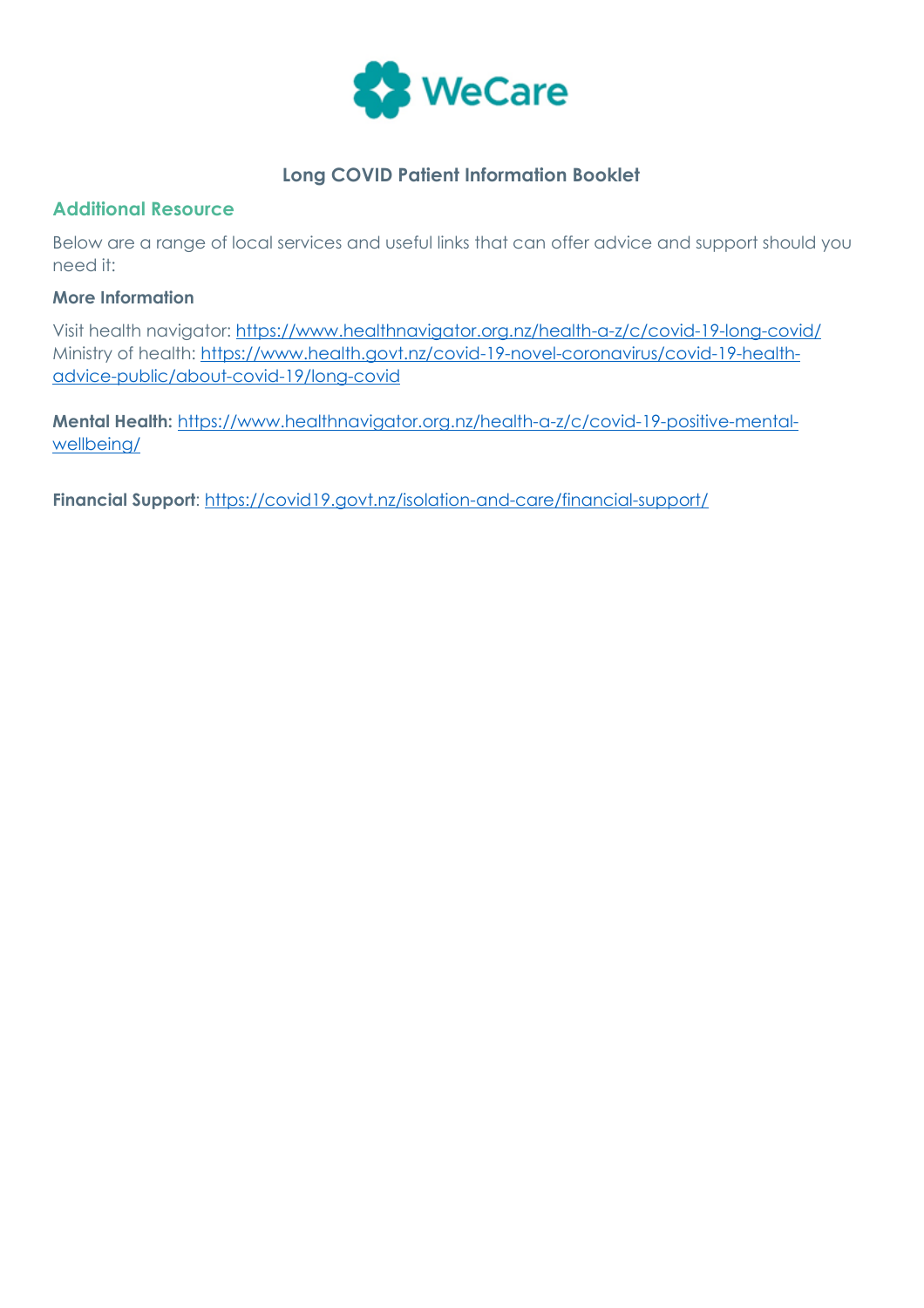WeCare

**Long COVID Patient Information Booklet**

## Additional Resource

Below are a range of local services and useful links that can offer advice and support should you need it:

**More Information**

Visit health navigator: https://www.healthnavigator.org.nz/health-a-z/c/covid-19-long-covid/
Ministry of health: https://www.health.govt.nz/covid-19-novel-coronavirus/covid-19-health-advice-public/about-covid-19/long-covid

**Mental Health:** https://www.healthnavigator.org.nz/health-a-z/c/covid-19-positive-mental-wellbeing/

**Financial Support**: https://covid19.govt.nz/isolation-and-care/financial-support/